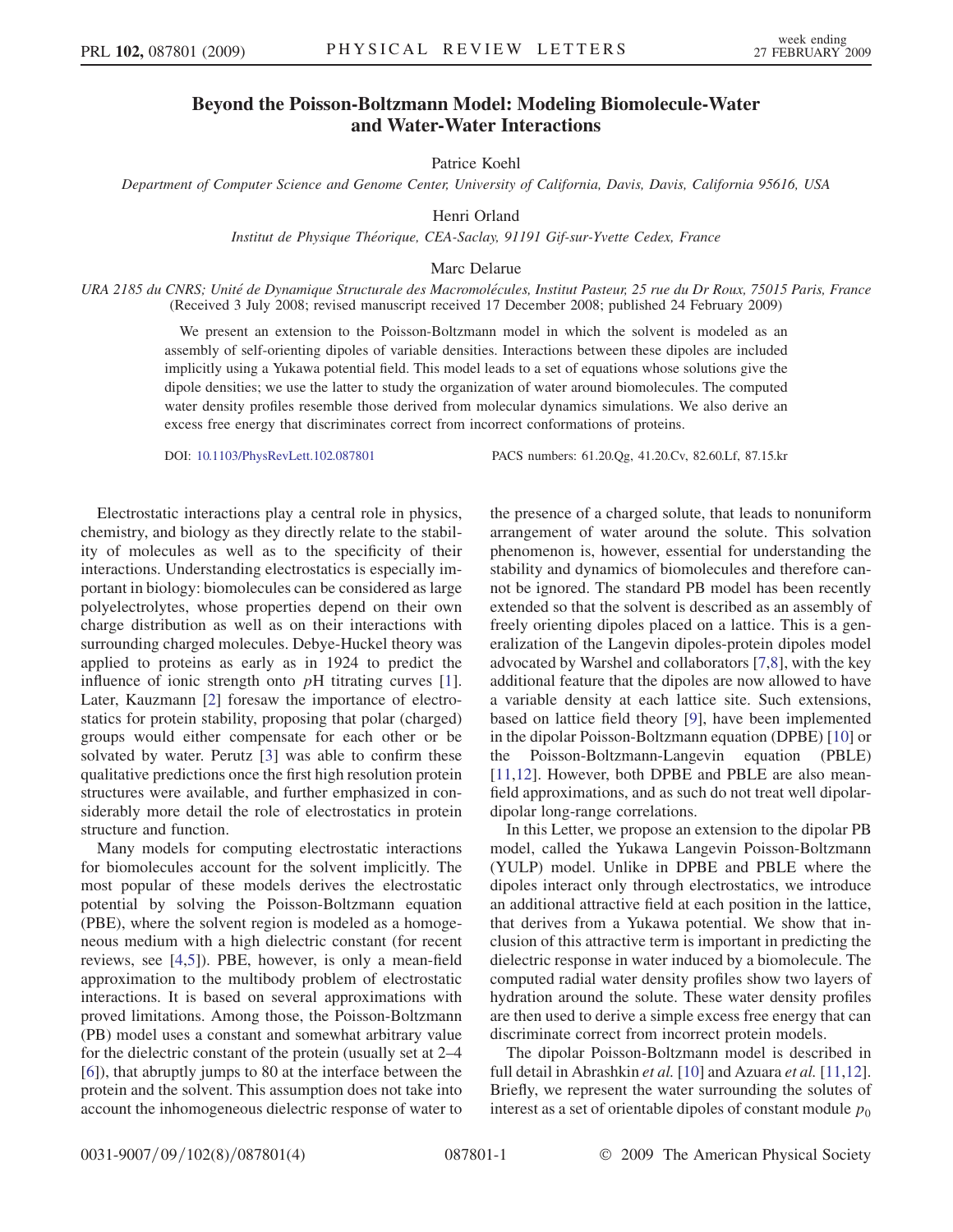# Beyond the Poisson-Boltzmann Model: Modeling Biomolecule-Water and Water-Water Interactions

Patrice Koehl

*Department of Computer Science and Genome Center, University of California, Davis, Davis, California 95616, USA*

Henri Orland

*Institut de Physique Théorique, CEA-Saclay, 91191 Gif-sur-Yvette Cedex, France*

Marc Delarue

*URA 2185 du CNRS; Unité de Dynamique Structurale des Macromolécules, Institut Pasteur, 25 rue du Dr Roux, 75015 Paris, France*
(Received 3 July 2008; revised manuscript received 17 December 2008; published 24 February 2009)

We present an extension to the Poisson-Boltzmann model in which the solvent is modeled as an assembly of self-orienting dipoles of variable densities. Interactions between these dipoles are included implicitly using a Yukawa potential field. This model leads to a set of equations whose solutions give the dipole densities; we use the latter to study the organization of water around biomolecules. The computed water density profiles resemble those derived from molecular dynamics simulations. We also derive an excess free energy that discriminates correct from incorrect conformations of proteins.

DOI: 10.1103/PhysRevLett.102.087801 PACS numbers: 61.20.Qg, 41.20.Cv, 82.60.Lf, 87.15.kr

Electrostatic interactions play a central role in physics, chemistry, and biology as they directly relate to the stability of molecules as well as to the specificity of their interactions. Understanding electrostatics is especially important in biology: biomolecules can be considered as large polyelectrolytes, whose properties depend on their own charge distribution as well as on their interactions with surrounding charged molecules. Debye-Huckel theory was applied to proteins as early as in 1924 to predict the influence of ionic strength onto *p*H titrating curves [1]. Later, Kauzmann [2] foresaw the importance of electrostatics for protein stability, proposing that polar (charged) groups would either compensate for each other or be solvated by water. Perutz [3] was able to confirm these qualitative predictions once the first high resolution protein structures were available, and further emphasized in considerably more detail the role of electrostatics in protein structure and function.

Many models for computing electrostatic interactions for biomolecules account for the solvent implicitly. The most popular of these models derives the electrostatic potential by solving the Poisson-Boltzmann equation (PBE), where the solvent region is modeled as a homogeneous medium with a high dielectric constant (for recent reviews, see [4,5]). PBE, however, is only a mean-field approximation to the multibody problem of electrostatic interactions. It is based on several approximations with proved limitations. Among those, the Poisson-Boltzmann (PB) model uses a constant and somewhat arbitrary value for the dielectric constant of the protein (usually set at 2–4 [6]), that abruptly jumps to 80 at the interface between the protein and the solvent. This assumption does not take into account the inhomogeneous dielectric response of water to the presence of a charged solute, that leads to nonuniform arrangement of water around the solute. This solvation phenomenon is, however, essential for understanding the stability and dynamics of biomolecules and therefore cannot be ignored. The standard PB model has been recently extended so that the solvent is described as an assembly of freely orienting dipoles placed on a lattice. This is a generalization of the Langevin dipoles-protein dipoles model advocated by Warshel and collaborators [7,8], with the key additional feature that the dipoles are now allowed to have a variable density at each lattice site. Such extensions, based on lattice field theory [9], have been implemented in the dipolar Poisson-Boltzmann equation (DPBE) [10] or the Poisson-Boltzmann-Langevin equation (PBLE) [11,12]. However, both DPBE and PBLE are also mean-field approximations, and as such do not treat well dipolar-dipolar long-range correlations.

In this Letter, we propose an extension to the dipolar PB model, called the Yukawa Langevin Poisson-Boltzmann (YULP) model. Unlike in DPBE and PBLE where the dipoles interact only through electrostatics, we introduce an additional attractive field at each position in the lattice, that derives from a Yukawa potential. We show that inclusion of this attractive term is important in predicting the dielectric response in water induced by a biomolecule. The computed radial water density profiles show two layers of hydration around the solute. These water density profiles are then used to derive a simple excess free energy that can discriminate correct from incorrect protein models.

The dipolar Poisson-Boltzmann model is described in full detail in Abrashkin *et al.* [10] and Azuara *et al.* [11,12]. Briefly, we represent the water surrounding the solutes of interest as a set of orientable dipoles of constant module $p_0$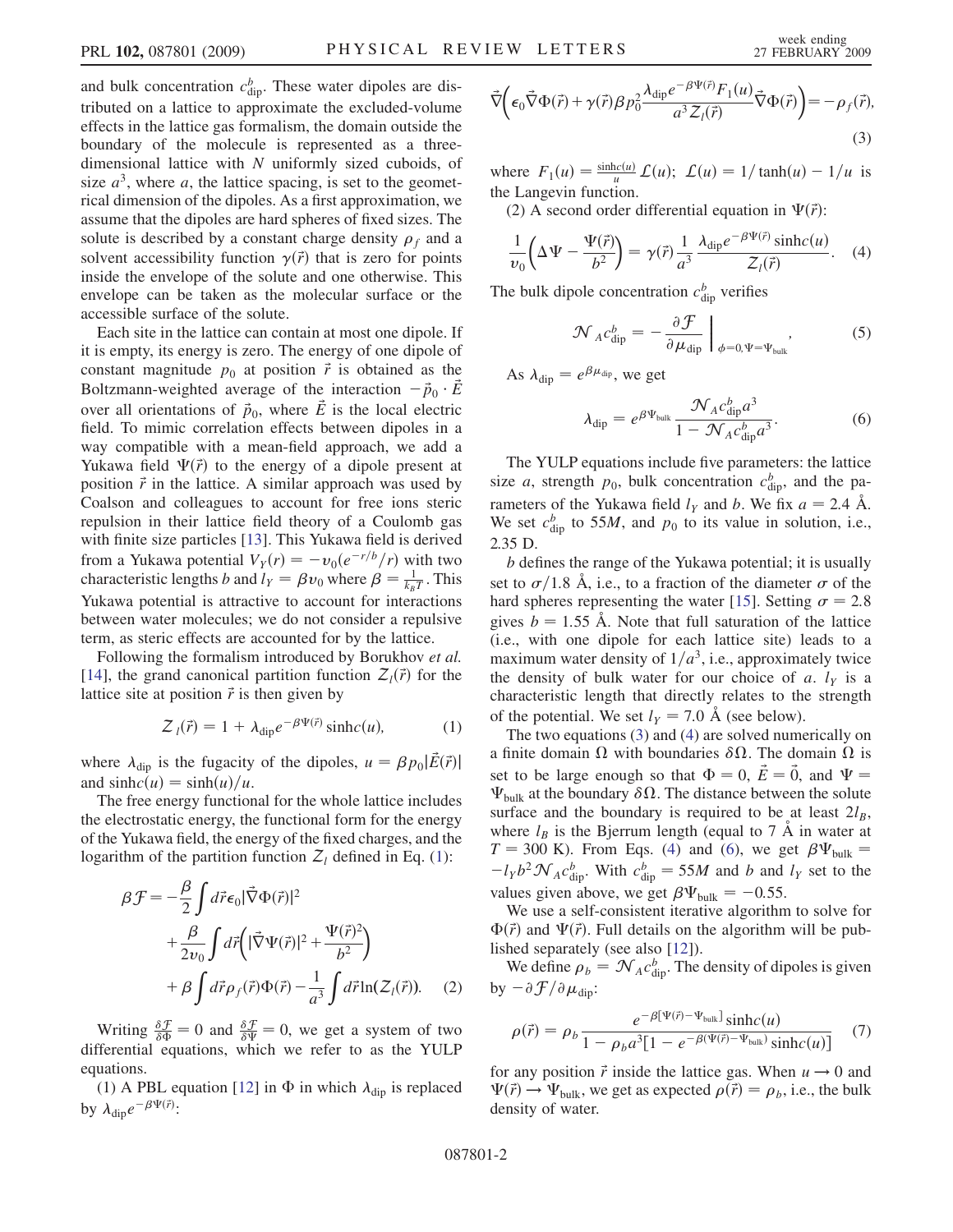and bulk concentration $c^b_{\rm dip}$. These water dipoles are distributed on a lattice to approximate the excluded-volume effects in the lattice gas formalism, the domain outside the boundary of the molecule is represented as a three-dimensional lattice with $N$ uniformly sized cuboids, of size $a^3$, where $a$, the lattice spacing, is set to the geometrical dimension of the dipoles. As a first approximation, we assume that the dipoles are hard spheres of fixed sizes. The solute is described by a constant charge density $\rho_f$ and a solvent accessibility function $\gamma(\vec{r})$ that is zero for points inside the envelope of the solute and one otherwise. This envelope can be taken as the molecular surface or the accessible surface of the solute.

Each site in the lattice can contain at most one dipole. If it is empty, its energy is zero. The energy of one dipole of constant magnitude $p_0$ at position $\vec{r}$ is obtained as the Boltzmann-weighted average of the interaction $-\vec{p}_0 \cdot \vec{E}$ over all orientations of $\vec{p}_0$, where $\vec{E}$ is the local electric field. To mimic correlation effects between dipoles in a way compatible with a mean-field approach, we add a Yukawa field $\Psi(\vec{r})$ to the energy of a dipole present at position $\vec{r}$ in the lattice. A similar approach was used by Coalson and colleagues to account for free ions steric repulsion in their lattice field theory of a Coulomb gas with finite size particles [13]. This Yukawa field is derived from a Yukawa potential $V_Y(r) = -v_0(e^{-r/b}/r)$ with two characteristic lengths $b$ and $l_Y = \beta v_0$ where $\beta = \frac{1}{k_B T}$. This Yukawa potential is attractive to account for interactions between water molecules; we do not consider a repulsive term, as steric effects are accounted for by the lattice.

Following the formalism introduced by Borukhov *et al.* [14], the grand canonical partition function $\mathcal{Z}_l(\vec{r})$ for the lattice site at position $\vec{r}$ is then given by

$$\mathcal{Z}_l(\vec{r}) = 1 + \lambda_{\rm dip} e^{-\beta\Psi(\vec{r})} \sinh c(u), \tag{1}$$

where $\lambda_{\rm dip}$ is the fugacity of the dipoles, $u = \beta p_0 |\vec{E}(\vec{r})|$ and $\sinh c(u) = \sinh(u)/u$.

The free energy functional for the whole lattice includes the electrostatic energy, the functional form for the energy of the Yukawa field, the energy of the fixed charges, and the logarithm of the partition function $\mathcal{Z}_l$ defined in Eq. (1):

$$\begin{aligned} \beta\mathcal{F} = &-\frac{\beta}{2}\int d\vec{r}\epsilon_0 |\vec{\nabla}\Phi(\vec{r})|^2 \\ &+ \frac{\beta}{2v_0}\int d\vec{r}\left(|\vec{\nabla}\Psi(\vec{r})|^2 + \frac{\Psi(\vec{r})^2}{b^2}\right) \\ &+ \beta\int d\vec{r}\rho_f(\vec{r})\Phi(\vec{r}) - \frac{1}{a^3}\int d\vec{r}\ln(\mathcal{Z}_l(\vec{r})). \end{aligned} \tag{2}$$

Writing $\frac{\delta\mathcal{F}}{\delta\Phi} = 0$ and $\frac{\delta\mathcal{F}}{\delta\Psi} = 0$, we get a system of two differential equations, which we refer to as the YULP equations.

(1) A PBL equation [12] in $\Phi$ in which $\lambda_{\rm dip}$ is replaced by $\lambda_{\rm dip} e^{-\beta\Psi(\vec{r})}$:

$$\vec{\nabla}\left(\epsilon_0 \vec{\nabla}\Phi(\vec{r}) + \gamma(\vec{r})\beta p_0^2 \frac{\lambda_{\rm dip} e^{-\beta\Psi(\vec{r})} F_1(u)}{a^3 \mathcal{Z}_l(\vec{r})} \vec{\nabla}\Phi(\vec{r})\right) = -\rho_f(\vec{r}), \tag{3}$$

where $F_1(u) = \frac{\sinh c(u)}{u}\mathcal{L}(u)$; $\mathcal{L}(u) = 1/\tanh(u) - 1/u$ is the Langevin function.

(2) A second order differential equation in $\Psi(\vec{r})$:

$$\frac{1}{v_0}\left(\Delta\Psi - \frac{\Psi(\vec{r})}{b^2}\right) = \gamma(\vec{r})\frac{1}{a^3}\frac{\lambda_{\rm dip} e^{-\beta\Psi(\vec{r})} \sinh c(u)}{\mathcal{Z}_l(\vec{r})}. \tag{4}$$

The bulk dipole concentration $c^b_{\rm dip}$ verifies

$$\mathcal{N}_A c^b_{\rm dip} = -\frac{\partial\mathcal{F}}{\partial\mu_{\rm dip}}\bigg|_{\phi=0,\Psi=\Psi_{\rm bulk}}, \tag{5}$$

As $\lambda_{\rm dip} = e^{\beta\mu_{\rm dip}}$, we get

$$\lambda_{\rm dip} = e^{\beta\Psi_{\rm bulk}} \frac{\mathcal{N}_A c^b_{\rm dip} a^3}{1 - \mathcal{N}_A c^b_{\rm dip} a^3}. \tag{6}$$

The YULP equations include five parameters: the lattice size $a$, strength $p_0$, bulk concentration $c^b_{\rm dip}$, and the parameters of the Yukawa field $l_Y$ and $b$. We fix $a = 2.4$ Å. We set $c^b_{\rm dip}$ to $55M$, and $p_0$ to its value in solution, i.e., 2.35 D.

$b$ defines the range of the Yukawa potential; it is usually set to $\sigma/1.8$ Å, i.e., to a fraction of the diameter $\sigma$ of the hard spheres representing the water [15]. Setting $\sigma = 2.8$ gives $b = 1.55$ Å. Note that full saturation of the lattice (i.e., with one dipole for each lattice site) leads to a maximum water density of $1/a^3$, i.e., approximately twice the density of bulk water for our choice of $a$. $l_Y$ is a characteristic length that directly relates to the strength of the potential. We set $l_Y = 7.0$ Å (see below).

The two equations (3) and (4) are solved numerically on a finite domain $\Omega$ with boundaries $\delta\Omega$. The domain $\Omega$ is set to be large enough so that $\Phi = 0$, $\vec{E} = \vec{0}$, and $\Psi = \Psi_{\rm bulk}$ at the boundary $\delta\Omega$. The distance between the solute surface and the boundary is required to be at least $2l_B$, where $l_B$ is the Bjerrum length (equal to 7 Å in water at $T = 300$ K). From Eqs. (4) and (6), we get $\beta\Psi_{\rm bulk} = -l_Y b^2 \mathcal{N}_A c^b_{\rm dip}$. With $c^b_{\rm dip} = 55M$ and $b$ and $l_Y$ set to the values given above, we get $\beta\Psi_{\rm bulk} = -0.55$.

We use a self-consistent iterative algorithm to solve for $\Phi(\vec{r})$ and $\Psi(\vec{r})$. Full details on the algorithm will be published separately (see also [12]).

We define $\rho_b = \mathcal{N}_A c^b_{\rm dip}$. The density of dipoles is given by $-\partial\mathcal{F}/\partial\mu_{\rm dip}$:

$$\rho(\vec{r}) = \rho_b \frac{e^{-\beta[\Psi(\vec{r}) - \Psi_{\rm bulk}]}\sinh c(u)}{1 - \rho_b a^3[1 - e^{-\beta(\Psi(\vec{r}) - \Psi_{\rm bulk})}\sinh c(u)]} \tag{7}$$

for any position $\vec{r}$ inside the lattice gas. When $u \to 0$ and $\Psi(\vec{r}) \to \Psi_{\rm bulk}$, we get as expected $\rho(\vec{r}) = \rho_b$, i.e., the bulk density of water.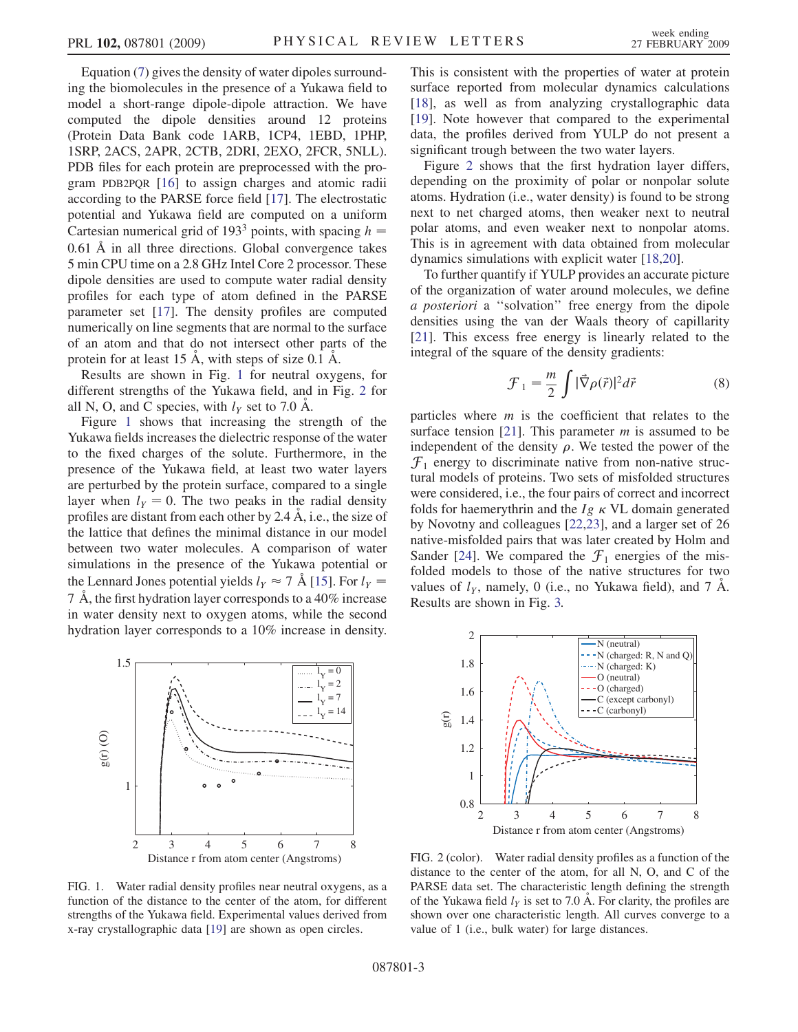Equation (7) gives the density of water dipoles surrounding the biomolecules in the presence of a Yukawa field to model a short-range dipole-dipole attraction. We have computed the dipole densities around 12 proteins (Protein Data Bank code 1ARB, 1CP4, 1EBD, 1PHP, 1SRP, 2ACS, 2APR, 2CTB, 2DRI, 2EXO, 2FCR, 5NLL). PDB files for each protein are preprocessed with the program PDB2PQR [16] to assign charges and atomic radii according to the PARSE force field [17]. The electrostatic potential and Yukawa field are computed on a uniform Cartesian numerical grid of $193^3$ points, with spacing $h = 0.61$ Å in all three directions. Global convergence takes 5 min CPU time on a 2.8 GHz Intel Core 2 processor. These dipole densities are used to compute water radial density profiles for each type of atom defined in the PARSE parameter set [17]. The density profiles are computed numerically on line segments that are normal to the surface of an atom and that do not intersect other parts of the protein for at least 15 Å, with steps of size 0.1 Å.

Results are shown in Fig. 1 for neutral oxygens, for different strengths of the Yukawa field, and in Fig. 2 for all N, O, and C species, with $l_Y$ set to 7.0 Å.

Figure 1 shows that increasing the strength of the Yukawa fields increases the dielectric response of the water to the fixed charges of the solute. Furthermore, in the presence of the Yukawa field, at least two water layers are perturbed by the protein surface, compared to a single layer when $l_Y = 0$. The two peaks in the radial density profiles are distant from each other by 2.4 Å, i.e., the size of the lattice that defines the minimal distance in our model between two water molecules. A comparison of water simulations in the presence of the Yukawa potential or the Lennard Jones potential yields $l_Y \approx 7$ Å [15]. For $l_Y = 7$ Å, the first hydration layer corresponds to a 40% increase in water density next to oxygen atoms, while the second hydration layer corresponds to a 10% increase in density.

FIG. 1. Water radial density profiles near neutral oxygens, as a function of the distance to the center of the atom, for different strengths of the Yukawa field. Experimental values derived from x-ray crystallographic data [19] are shown as open circles.

This is consistent with the properties of water at protein surface reported from molecular dynamics calculations [18], as well as from analyzing crystallographic data [19]. Note however that compared to the experimental data, the profiles derived from YULP do not present a significant trough between the two water layers.

Figure 2 shows that the first hydration layer differs, depending on the proximity of polar or nonpolar solute atoms. Hydration (i.e., water density) is found to be strong next to net charged atoms, then weaker next to neutral polar atoms, and even weaker next to nonpolar atoms. This is in agreement with data obtained from molecular dynamics simulations with explicit water [18,20].

To further quantify if YULP provides an accurate picture of the organization of water around molecules, we define *a posteriori* a "solvation" free energy from the dipole densities using the van der Waals theory of capillarity [21]. This excess free energy is linearly related to the integral of the square of the density gradients:

$$\mathcal{F}_1 = \frac{m}{2} \int |\vec{\nabla}\rho(\vec{r})|^2 d\vec{r} \tag{8}$$

particles where $m$ is the coefficient that relates to the surface tension [21]. This parameter $m$ is assumed to be independent of the density $\rho$. We tested the power of the $\mathcal{F}_1$ energy to discriminate native from non-native structural models of proteins. Two sets of misfolded structures were considered, i.e., the four pairs of correct and incorrect folds for haemerythrin and the $Ig\ \kappa$ VL domain generated by Novotny and colleagues [22,23], and a larger set of 26 native-misfolded pairs that was later created by Holm and Sander [24]. We compared the $\mathcal{F}_1$ energies of the misfolded models to those of the native structures for two values of $l_Y$, namely, 0 (i.e., no Yukawa field), and 7 Å. Results are shown in Fig. 3.

FIG. 2 (color). Water radial density profiles as a function of the distance to the center of the atom, for all N, O, and C of the PARSE data set. The characteristic length defining the strength of the Yukawa field $l_Y$ is set to 7.0 Å. For clarity, the profiles are shown over one characteristic length. All curves converge to a value of 1 (i.e., bulk water) for large distances.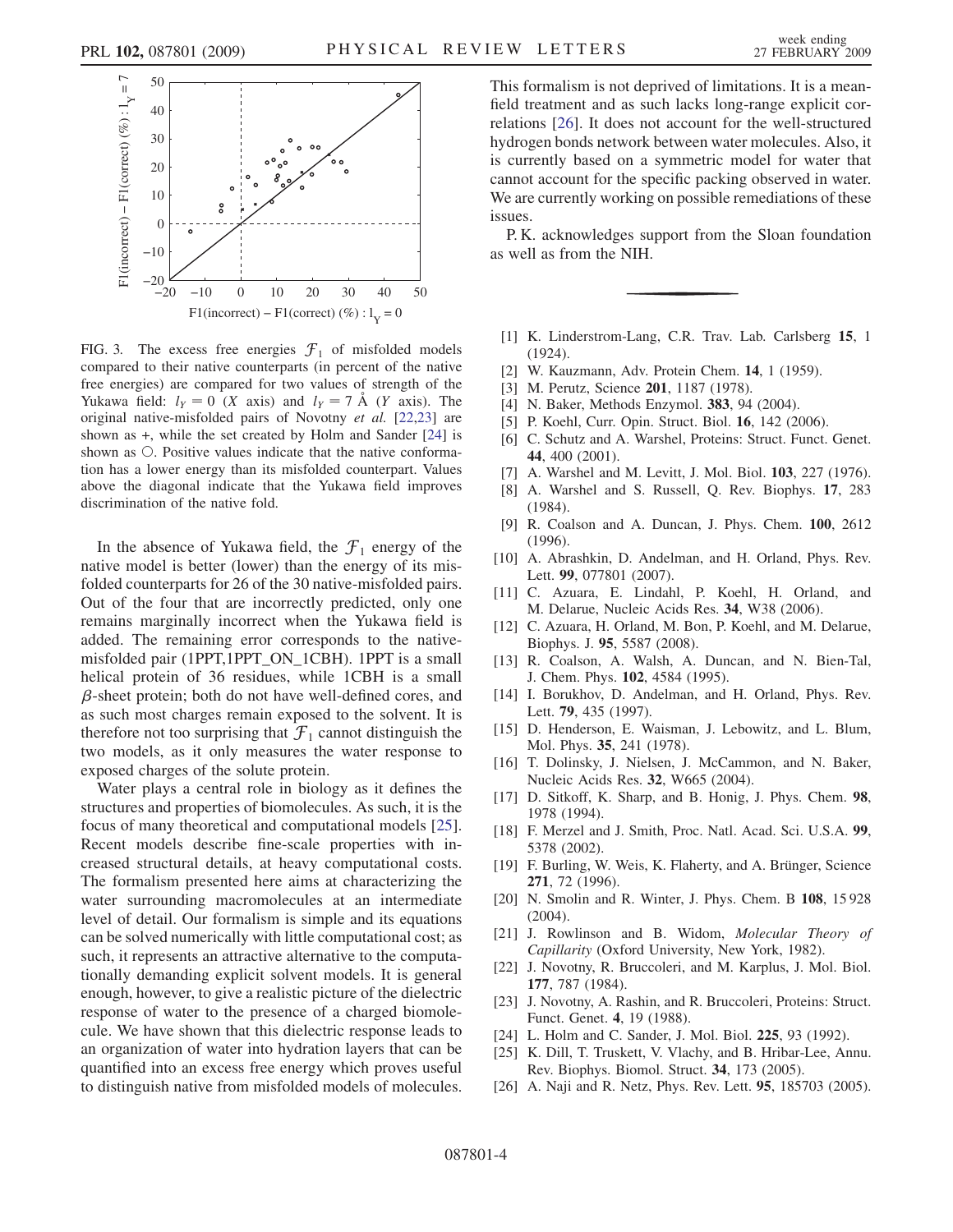F1(incorrect) – F1(correct) (%) : $l_Y$ = 7

50
40
30
20
10
0
−10
−20

−20 −10 0 10 20 30 40 50

F1(incorrect) – F1(correct) (%) : $l_Y$ = 0

FIG. 3. The excess free energies $\mathcal{F}_1$ of misfolded models compared to their native counterparts (in percent of the native free energies) are compared for two values of strength of the Yukawa field: $l_Y = 0$ ($X$ axis) and $l_Y = 7$ Å ($Y$ axis). The original native-misfolded pairs of Novotny *et al.* [22,23] are shown as +, while the set created by Holm and Sander [24] is shown as ○. Positive values indicate that the native conformation has a lower energy than its misfolded counterpart. Values above the diagonal indicate that the Yukawa field improves discrimination of the native fold.

In the absence of Yukawa field, the $\mathcal{F}_1$ energy of the native model is better (lower) than the energy of its misfolded counterparts for 26 of the 30 native-misfolded pairs. Out of the four that are incorrectly predicted, only one remains marginally incorrect when the Yukawa field is added. The remaining error corresponds to the native-misfolded pair (1PPT,1PPT_ON_1CBH). 1PPT is a small helical protein of 36 residues, while 1CBH is a small $\beta$-sheet protein; both do not have well-defined cores, and as such most charges remain exposed to the solvent. It is therefore not too surprising that $\mathcal{F}_1$ cannot distinguish the two models, as it only measures the water response to exposed charges of the solute protein.

Water plays a central role in biology as it defines the structures and properties of biomolecules. As such, it is the focus of many theoretical and computational models [25]. Recent models describe fine-scale properties with increased structural details, at heavy computational costs. The formalism presented here aims at characterizing the water surrounding macromolecules at an intermediate level of detail. Our formalism is simple and its equations can be solved numerically with little computational cost; as such, it represents an attractive alternative to the computationally demanding explicit solvent models. It is general enough, however, to give a realistic picture of the dielectric response of water to the presence of a charged biomolecule. We have shown that this dielectric response leads to an organization of water into hydration layers that can be quantified into an excess free energy which proves useful to distinguish native from misfolded models of molecules.

This formalism is not deprived of limitations. It is a mean-field treatment and as such lacks long-range explicit correlations [26]. It does not account for the well-structured hydrogen bonds network between water molecules. Also, it is currently based on a symmetric model for water that cannot account for the specific packing observed in water. We are currently working on possible remediations of these issues.

P. K. acknowledges support from the Sloan foundation as well as from the NIH.

---

[1] K. Linderstrom-Lang, C.R. Trav. Lab. Carlsberg **15**, 1 (1924).
[2] W. Kauzmann, Adv. Protein Chem. **14**, 1 (1959).
[3] M. Perutz, Science **201**, 1187 (1978).
[4] N. Baker, Methods Enzymol. **383**, 94 (2004).
[5] P. Koehl, Curr. Opin. Struct. Biol. **16**, 142 (2006).
[6] C. Schutz and A. Warshel, Proteins: Struct. Funct. Genet. **44**, 400 (2001).
[7] A. Warshel and M. Levitt, J. Mol. Biol. **103**, 227 (1976).
[8] A. Warshel and S. Russell, Q. Rev. Biophys. **17**, 283 (1984).
[9] R. Coalson and A. Duncan, J. Phys. Chem. **100**, 2612 (1996).
[10] A. Abrashkin, D. Andelman, and H. Orland, Phys. Rev. Lett. **99**, 077801 (2007).
[11] C. Azuara, E. Lindahl, P. Koehl, H. Orland, and M. Delarue, Nucleic Acids Res. **34**, W38 (2006).
[12] C. Azuara, H. Orland, M. Bon, P. Koehl, and M. Delarue, Biophys. J. **95**, 5587 (2008).
[13] R. Coalson, A. Walsh, A. Duncan, and N. Bien-Tal, J. Chem. Phys. **102**, 4584 (1995).
[14] I. Borukhov, D. Andelman, and H. Orland, Phys. Rev. Lett. **79**, 435 (1997).
[15] D. Henderson, E. Waisman, J. Lebowitz, and L. Blum, Mol. Phys. **35**, 241 (1978).
[16] T. Dolinsky, J. Nielsen, J. McCammon, and N. Baker, Nucleic Acids Res. **32**, W665 (2004).
[17] D. Sitkoff, K. Sharp, and B. Honig, J. Phys. Chem. **98**, 1978 (1994).
[18] F. Merzel and J. Smith, Proc. Natl. Acad. Sci. U.S.A. **99**, 5378 (2002).
[19] F. Burling, W. Weis, K. Flaherty, and A. Brünger, Science **271**, 72 (1996).
[20] N. Smolin and R. Winter, J. Phys. Chem. B **108**, 15 928 (2004).
[21] J. Rowlinson and B. Widom, *Molecular Theory of Capillarity* (Oxford University, New York, 1982).
[22] J. Novotny, R. Bruccoleri, and M. Karplus, J. Mol. Biol. **177**, 787 (1984).
[23] J. Novotny, A. Rashin, and R. Bruccoleri, Proteins: Struct. Funct. Genet. **4**, 19 (1988).
[24] L. Holm and C. Sander, J. Mol. Biol. **225**, 93 (1992).
[25] K. Dill, T. Truskett, V. Vlachy, and B. Hribar-Lee, Annu. Rev. Biophys. Biomol. Struct. **34**, 173 (2005).
[26] A. Naji and R. Netz, Phys. Rev. Lett. **95**, 185703 (2005).